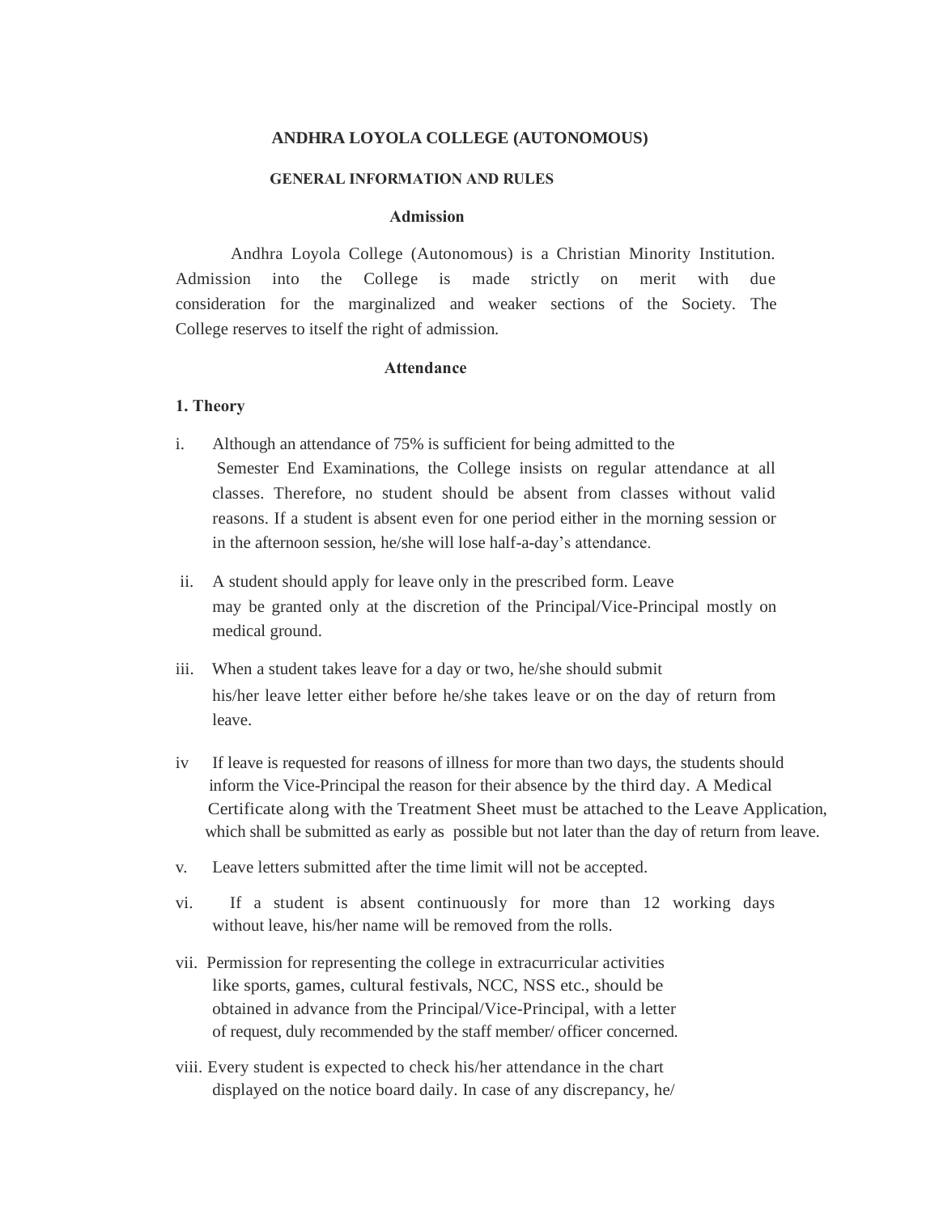# ANDHRA LOYOLA COLLEGE (AUTONOMOUS)

## GENERAL INFORMATION AND RULES

### Admission

Andhra Loyola College (Autonomous) is a Christian Minority Institution. Admission into the College is made strictly on merit with due consideration for the marginalized and weaker sections of the Society. The College reserves to itself the right of admission.

### Attendance

**1. Theory**

i. Although an attendance of 75% is sufficient for being admitted to the Semester End Examinations, the College insists on regular attendance at all classes. Therefore, no student should be absent from classes without valid reasons. If a student is absent even for one period either in the morning session or in the afternoon session, he/she will lose half-a-day's attendance.

ii. A student should apply for leave only in the prescribed form. Leave may be granted only at the discretion of the Principal/Vice-Principal mostly on medical ground.

iii. When a student takes leave for a day or two, he/she should submit his/her leave letter either before he/she takes leave or on the day of return from leave.

iv If leave is requested for reasons of illness for more than two days, the students should inform the Vice-Principal the reason for their absence by the third day. A Medical Certificate along with the Treatment Sheet must be attached to the Leave Application, which shall be submitted as early as possible but not later than the day of return from leave.

v. Leave letters submitted after the time limit will not be accepted.

vi. If a student is absent continuously for more than 12 working days without leave, his/her name will be removed from the rolls.

vii. Permission for representing the college in extracurricular activities like sports, games, cultural festivals, NCC, NSS etc., should be obtained in advance from the Principal/Vice-Principal, with a letter of request, duly recommended by the staff member/ officer concerned.

viii. Every student is expected to check his/her attendance in the chart displayed on the notice board daily. In case of any discrepancy, he/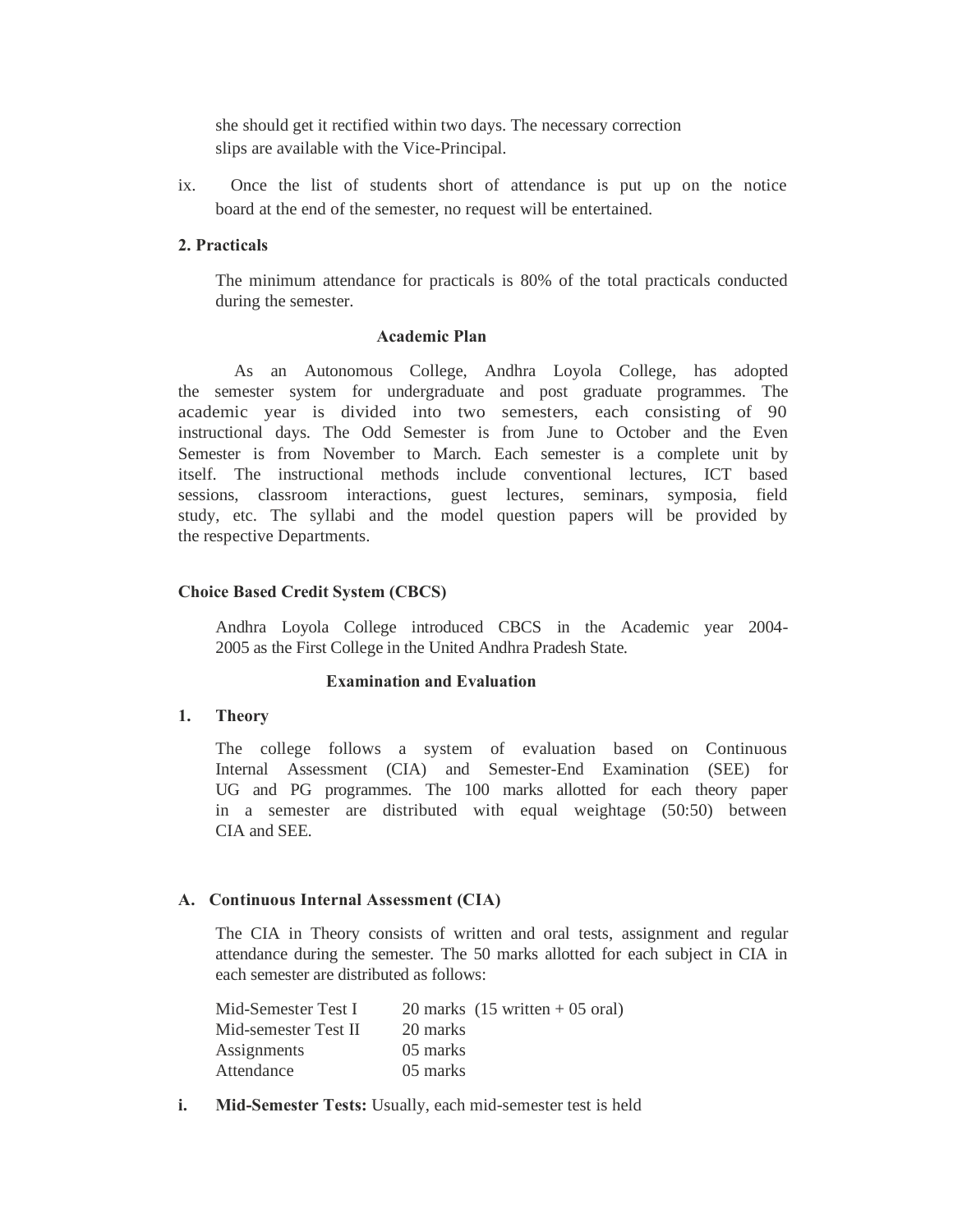she should get it rectified within two days. The necessary correction slips are available with the Vice-Principal.

ix. Once the list of students short of attendance is put up on the notice board at the end of the semester, no request will be entertained.

**2. Practicals**

The minimum attendance for practicals is 80% of the total practicals conducted during the semester.

## Academic Plan

As an Autonomous College, Andhra Loyola College, has adopted the semester system for undergraduate and post graduate programmes. The academic year is divided into two semesters, each consisting of 90 instructional days. The Odd Semester is from June to October and the Even Semester is from November to March. Each semester is a complete unit by itself. The instructional methods include conventional lectures, ICT based sessions, classroom interactions, guest lectures, seminars, symposia, field study, etc. The syllabi and the model question papers will be provided by the respective Departments.

### Choice Based Credit System (CBCS)

Andhra Loyola College introduced CBCS in the Academic year 2004-2005 as the First College in the United Andhra Pradesh State.

## Examination and Evaluation

**1. Theory**

The college follows a system of evaluation based on Continuous Internal Assessment (CIA) and Semester-End Examination (SEE) for UG and PG programmes. The 100 marks allotted for each theory paper in a semester are distributed with equal weightage (50:50) between CIA and SEE.

### A. Continuous Internal Assessment (CIA)

The CIA in Theory consists of written and oral tests, assignment and regular attendance during the semester. The 50 marks allotted for each subject in CIA in each semester are distributed as follows:

| | |
|---|---|
| Mid-Semester Test I | 20 marks (15 written + 05 oral) |
| Mid-semester Test II | 20 marks |
| Assignments | 05 marks |
| Attendance | 05 marks |

**i. Mid-Semester Tests:** Usually, each mid-semester test is held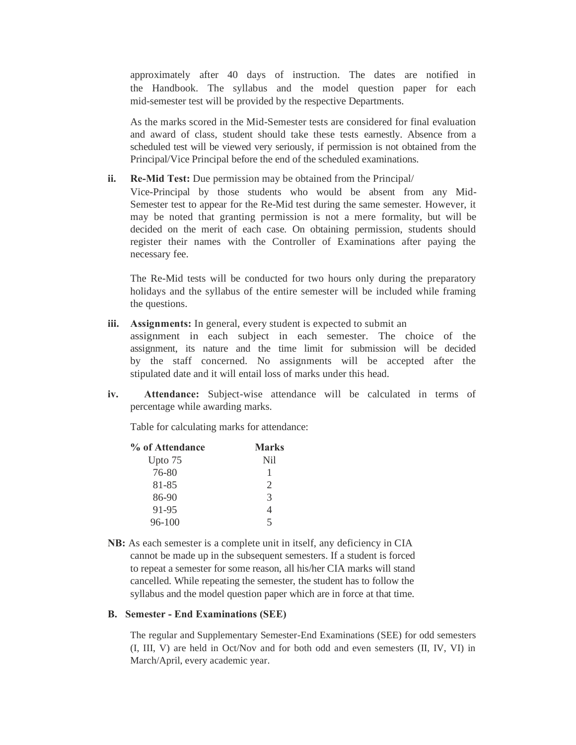approximately after 40 days of instruction. The dates are notified in the Handbook. The syllabus and the model question paper for each mid-semester test will be provided by the respective Departments.

As the marks scored in the Mid-Semester tests are considered for final evaluation and award of class, student should take these tests earnestly. Absence from a scheduled test will be viewed very seriously, if permission is not obtained from the Principal/Vice Principal before the end of the scheduled examinations.

**ii. Re-Mid Test:** Due permission may be obtained from the Principal/ Vice-Principal by those students who would be absent from any Mid-Semester test to appear for the Re-Mid test during the same semester. However, it may be noted that granting permission is not a mere formality, but will be decided on the merit of each case. On obtaining permission, students should register their names with the Controller of Examinations after paying the necessary fee.

The Re-Mid tests will be conducted for two hours only during the preparatory holidays and the syllabus of the entire semester will be included while framing the questions.

**iii. Assignments:** In general, every student is expected to submit an assignment in each subject in each semester. The choice of the assignment, its nature and the time limit for submission will be decided by the staff concerned. No assignments will be accepted after the stipulated date and it will entail loss of marks under this head.

**iv. Attendance:** Subject-wise attendance will be calculated in terms of percentage while awarding marks.

Table for calculating marks for attendance:

| % of Attendance | Marks |
|---|---|
| Upto 75 | Nil |
| 76-80 | 1 |
| 81-85 | 2 |
| 86-90 | 3 |
| 91-95 | 4 |
| 96-100 | 5 |

**NB:** As each semester is a complete unit in itself, any deficiency in CIA cannot be made up in the subsequent semesters. If a student is forced to repeat a semester for some reason, all his/her CIA marks will stand cancelled. While repeating the semester, the student has to follow the syllabus and the model question paper which are in force at that time.

**B. Semester - End Examinations (SEE)**

The regular and Supplementary Semester-End Examinations (SEE) for odd semesters (I, III, V) are held in Oct/Nov and for both odd and even semesters (II, IV, VI) in March/April, every academic year.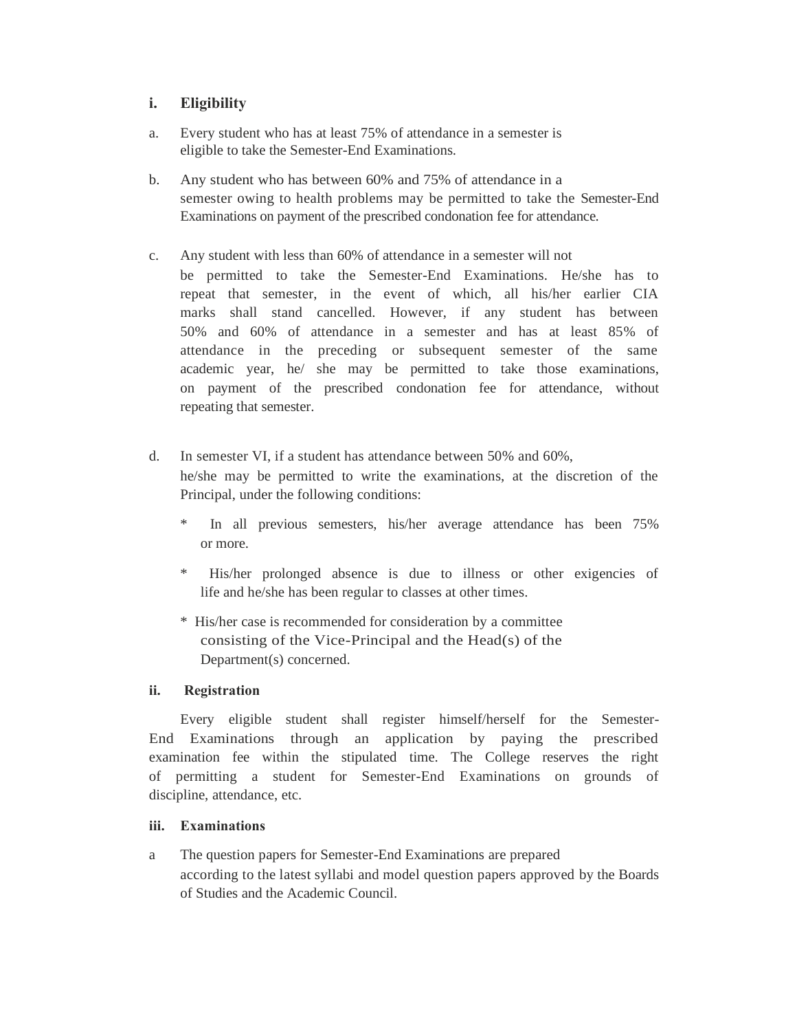### i. Eligibility

a. Every student who has at least 75% of attendance in a semester is eligible to take the Semester-End Examinations.

b. Any student who has between 60% and 75% of attendance in a semester owing to health problems may be permitted to take the Semester-End Examinations on payment of the prescribed condonation fee for attendance.

c. Any student with less than 60% of attendance in a semester will not be permitted to take the Semester-End Examinations. He/she has to repeat that semester, in the event of which, all his/her earlier CIA marks shall stand cancelled. However, if any student has between 50% and 60% of attendance in a semester and has at least 85% of attendance in the preceding or subsequent semester of the same academic year, he/ she may be permitted to take those examinations, on payment of the prescribed condonation fee for attendance, without repeating that semester.

d. In semester VI, if a student has attendance between 50% and 60%, he/she may be permitted to write the examinations, at the discretion of the Principal, under the following conditions:

   * In all previous semesters, his/her average attendance has been 75% or more.
   * His/her prolonged absence is due to illness or other exigencies of life and he/she has been regular to classes at other times.
   * His/her case is recommended for consideration by a committee consisting of the Vice-Principal and the Head(s) of the Department(s) concerned.

### ii. Registration

Every eligible student shall register himself/herself for the Semester-End Examinations through an application by paying the prescribed examination fee within the stipulated time. The College reserves the right of permitting a student for Semester-End Examinations on grounds of discipline, attendance, etc.

### iii. Examinations

a The question papers for Semester-End Examinations are prepared according to the latest syllabi and model question papers approved by the Boards of Studies and the Academic Council.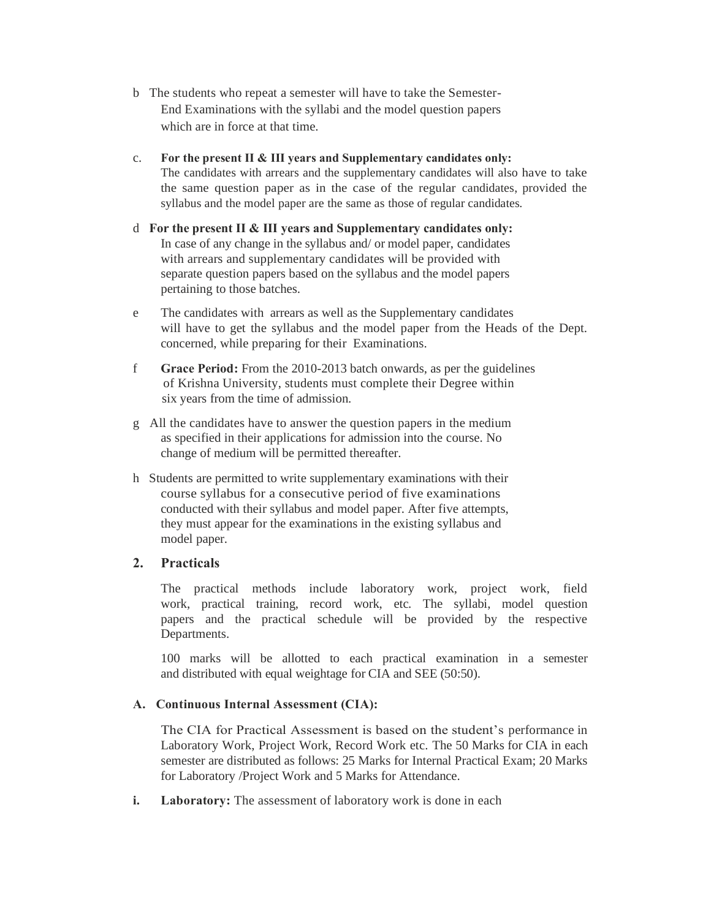b The students who repeat a semester will have to take the Semester-End Examinations with the syllabi and the model question papers which are in force at that time.

c. **For the present II & III years and Supplementary candidates only:** The candidates with arrears and the supplementary candidates will also have to take the same question paper as in the case of the regular candidates, provided the syllabus and the model paper are the same as those of regular candidates.

d **For the present II & III years and Supplementary candidates only:** In case of any change in the syllabus and/ or model paper, candidates with arrears and supplementary candidates will be provided with separate question papers based on the syllabus and the model papers pertaining to those batches.

e The candidates with arrears as well as the Supplementary candidates will have to get the syllabus and the model paper from the Heads of the Dept. concerned, while preparing for their Examinations.

f **Grace Period:** From the 2010-2013 batch onwards, as per the guidelines of Krishna University, students must complete their Degree within six years from the time of admission.

g All the candidates have to answer the question papers in the medium as specified in their applications for admission into the course. No change of medium will be permitted thereafter.

h Students are permitted to write supplementary examinations with their course syllabus for a consecutive period of five examinations conducted with their syllabus and model paper. After five attempts, they must appear for the examinations in the existing syllabus and model paper.

## 2. Practicals

The practical methods include laboratory work, project work, field work, practical training, record work, etc. The syllabi, model question papers and the practical schedule will be provided by the respective Departments.

100 marks will be allotted to each practical examination in a semester and distributed with equal weightage for CIA and SEE (50:50).

### A. Continuous Internal Assessment (CIA):

The CIA for Practical Assessment is based on the student's performance in Laboratory Work, Project Work, Record Work etc. The 50 Marks for CIA in each semester are distributed as follows: 25 Marks for Internal Practical Exam; 20 Marks for Laboratory /Project Work and 5 Marks for Attendance.

**i. Laboratory:** The assessment of laboratory work is done in each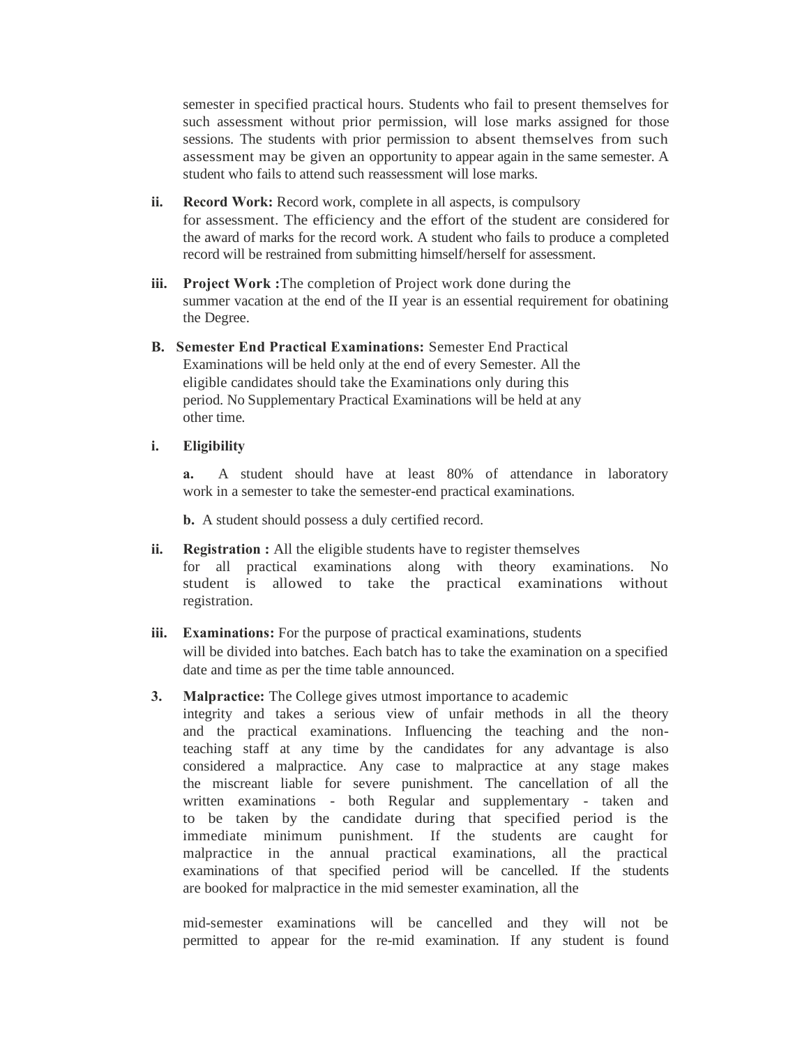semester in specified practical hours. Students who fail to present themselves for such assessment without prior permission, will lose marks assigned for those sessions. The students with prior permission to absent themselves from such assessment may be given an opportunity to appear again in the same semester. A student who fails to attend such reassessment will lose marks.

**ii. Record Work:** Record work, complete in all aspects, is compulsory for assessment. The efficiency and the effort of the student are considered for the award of marks for the record work. A student who fails to produce a completed record will be restrained from submitting himself/herself for assessment.

**iii. Project Work :**The completion of Project work done during the summer vacation at the end of the II year is an essential requirement for obatining the Degree.

**B. Semester End Practical Examinations:** Semester End Practical Examinations will be held only at the end of every Semester. All the eligible candidates should take the Examinations only during this period. No Supplementary Practical Examinations will be held at any other time.

**i. Eligibility**

**a.** A student should have at least 80% of attendance in laboratory work in a semester to take the semester-end practical examinations.

**b.** A student should possess a duly certified record.

**ii. Registration :** All the eligible students have to register themselves for all practical examinations along with theory examinations. No student is allowed to take the practical examinations without registration.

**iii. Examinations:** For the purpose of practical examinations, students will be divided into batches. Each batch has to take the examination on a specified date and time as per the time table announced.

**3. Malpractice:** The College gives utmost importance to academic integrity and takes a serious view of unfair methods in all the theory and the practical examinations. Influencing the teaching and the non-teaching staff at any time by the candidates for any advantage is also considered a malpractice. Any case to malpractice at any stage makes the miscreant liable for severe punishment. The cancellation of all the written examinations - both Regular and supplementary - taken and to be taken by the candidate during that specified period is the immediate minimum punishment. If the students are caught for malpractice in the annual practical examinations, all the practical examinations of that specified period will be cancelled. If the students are booked for malpractice in the mid semester examination, all the mid-semester examinations will be cancelled and they will not be permitted to appear for the re-mid examination. If any student is found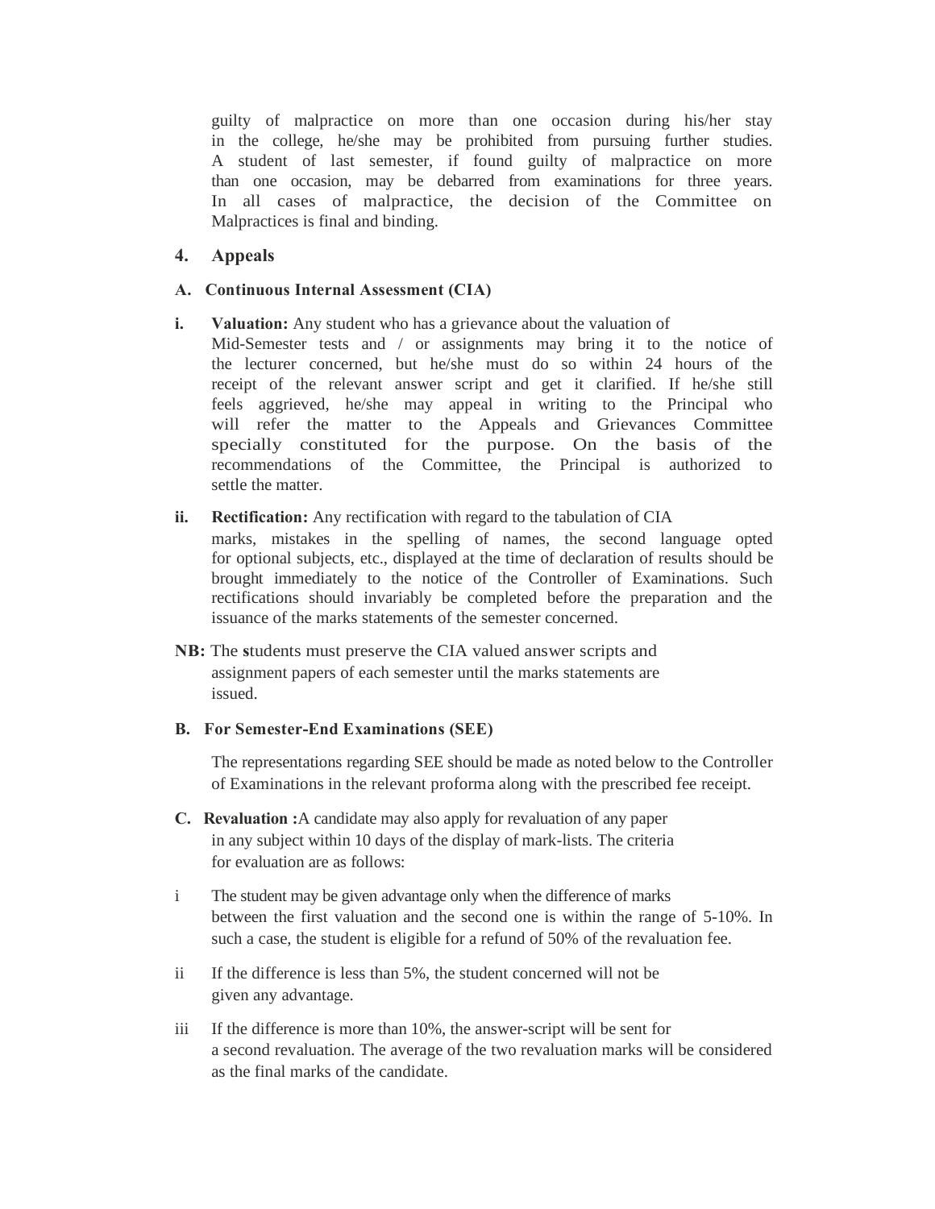guilty of malpractice on more than one occasion during his/her stay in the college, he/she may be prohibited from pursuing further studies. A student of last semester, if found guilty of malpractice on more than one occasion, may be debarred from examinations for three years. In all cases of malpractice, the decision of the Committee on Malpractices is final and binding.

## 4. Appeals

### A. Continuous Internal Assessment (CIA)

**i. Valuation:** Any student who has a grievance about the valuation of Mid-Semester tests and / or assignments may bring it to the notice of the lecturer concerned, but he/she must do so within 24 hours of the receipt of the relevant answer script and get it clarified. If he/she still feels aggrieved, he/she may appeal in writing to the Principal who will refer the matter to the Appeals and Grievances Committee specially constituted for the purpose. On the basis of the recommendations of the Committee, the Principal is authorized to settle the matter.

**ii. Rectification:** Any rectification with regard to the tabulation of CIA marks, mistakes in the spelling of names, the second language opted for optional subjects, etc., displayed at the time of declaration of results should be brought immediately to the notice of the Controller of Examinations. Such rectifications should invariably be completed before the preparation and the issuance of the marks statements of the semester concerned.

**NB:** The **s**tudents must preserve the CIA valued answer scripts and assignment papers of each semester until the marks statements are issued.

### B. For Semester-End Examinations (SEE)

The representations regarding SEE should be made as noted below to the Controller of Examinations in the relevant proforma along with the prescribed fee receipt.

### C. Revaluation

**C. Revaluation :** A candidate may also apply for revaluation of any paper in any subject within 10 days of the display of mark-lists. The criteria for evaluation are as follows:

i The student may be given advantage only when the difference of marks between the first valuation and the second one is within the range of 5-10%. In such a case, the student is eligible for a refund of 50% of the revaluation fee.

ii If the difference is less than 5%, the student concerned will not be given any advantage.

iii If the difference is more than 10%, the answer-script will be sent for a second revaluation. The average of the two revaluation marks will be considered as the final marks of the candidate.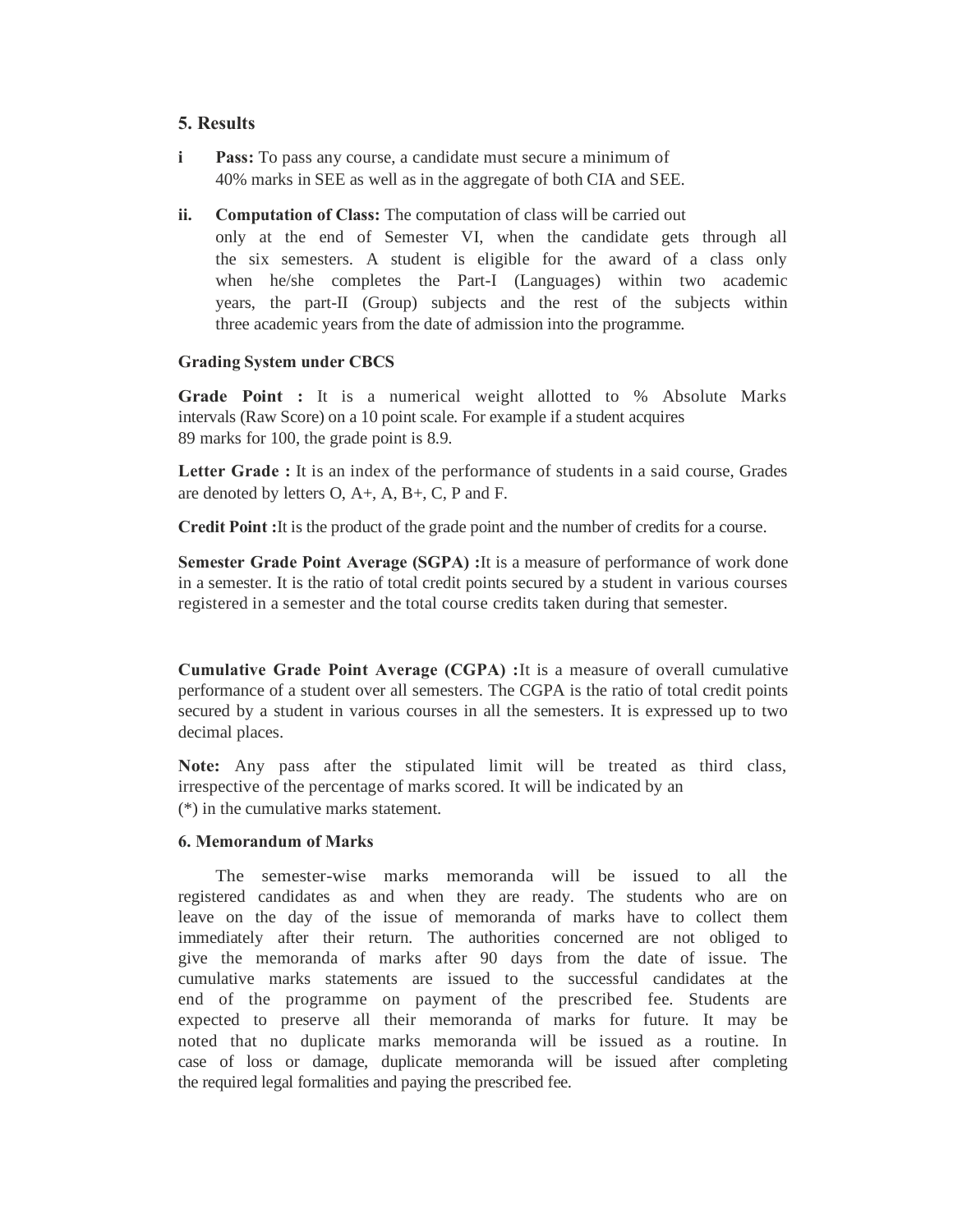## 5. Results

**i** **Pass:** To pass any course, a candidate must secure a minimum of 40% marks in SEE as well as in the aggregate of both CIA and SEE.

**ii.** **Computation of Class:** The computation of class will be carried out only at the end of Semester VI, when the candidate gets through all the six semesters. A student is eligible for the award of a class only when he/she completes the Part-I (Languages) within two academic years, the part-II (Group) subjects and the rest of the subjects within three academic years from the date of admission into the programme.

**Grading System under CBCS**

**Grade Point :** It is a numerical weight allotted to % Absolute Marks intervals (Raw Score) on a 10 point scale. For example if a student acquires 89 marks for 100, the grade point is 8.9.

**Letter Grade :** It is an index of the performance of students in a said course, Grades are denoted by letters O, A+, A, B+, C, P and F.

**Credit Point :**It is the product of the grade point and the number of credits for a course.

**Semester Grade Point Average (SGPA) :**It is a measure of performance of work done in a semester. It is the ratio of total credit points secured by a student in various courses registered in a semester and the total course credits taken during that semester.

**Cumulative Grade Point Average (CGPA) :**It is a measure of overall cumulative performance of a student over all semesters. The CGPA is the ratio of total credit points secured by a student in various courses in all the semesters. It is expressed up to two decimal places.

**Note:** Any pass after the stipulated limit will be treated as third class, irrespective of the percentage of marks scored. It will be indicated by an (*) in the cumulative marks statement.

**6. Memorandum of Marks**

The semester-wise marks memoranda will be issued to all the registered candidates as and when they are ready. The students who are on leave on the day of the issue of memoranda of marks have to collect them immediately after their return. The authorities concerned are not obliged to give the memoranda of marks after 90 days from the date of issue. The cumulative marks statements are issued to the successful candidates at the end of the programme on payment of the prescribed fee. Students are expected to preserve all their memoranda of marks for future. It may be noted that no duplicate marks memoranda will be issued as a routine. In case of loss or damage, duplicate memoranda will be issued after completing the required legal formalities and paying the prescribed fee.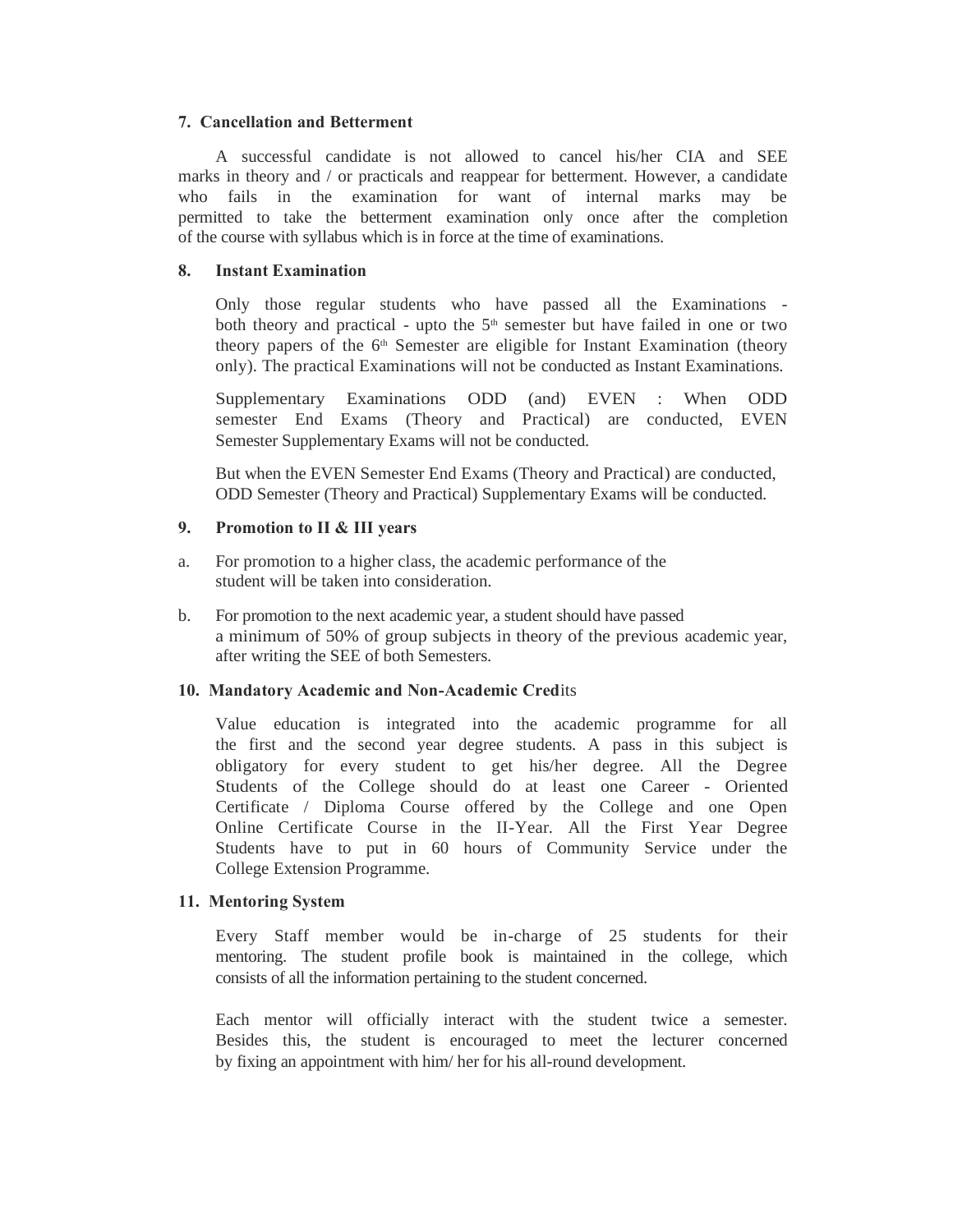### 7. Cancellation and Betterment

A successful candidate is not allowed to cancel his/her CIA and SEE marks in theory and / or practicals and reappear for betterment. However, a candidate who fails in the examination for want of internal marks may be permitted to take the betterment examination only once after the completion of the course with syllabus which is in force at the time of examinations.

### 8. Instant Examination

Only those regular students who have passed all the Examinations - both theory and practical - upto the 5th semester but have failed in one or two theory papers of the 6th Semester are eligible for Instant Examination (theory only). The practical Examinations will not be conducted as Instant Examinations.

Supplementary Examinations ODD (and) EVEN : When ODD semester End Exams (Theory and Practical) are conducted, EVEN Semester Supplementary Exams will not be conducted.

But when the EVEN Semester End Exams (Theory and Practical) are conducted, ODD Semester (Theory and Practical) Supplementary Exams will be conducted.

### 9. Promotion to II & III years

a. For promotion to a higher class, the academic performance of the student will be taken into consideration.

b. For promotion to the next academic year, a student should have passed a minimum of 50% of group subjects in theory of the previous academic year, after writing the SEE of both Semesters.

### 10. Mandatory Academic and Non-Academic Credits

Value education is integrated into the academic programme for all the first and the second year degree students. A pass in this subject is obligatory for every student to get his/her degree. All the Degree Students of the College should do at least one Career - Oriented Certificate / Diploma Course offered by the College and one Open Online Certificate Course in the II-Year. All the First Year Degree Students have to put in 60 hours of Community Service under the College Extension Programme.

### 11. Mentoring System

Every Staff member would be in-charge of 25 students for their mentoring. The student profile book is maintained in the college, which consists of all the information pertaining to the student concerned.

Each mentor will officially interact with the student twice a semester. Besides this, the student is encouraged to meet the lecturer concerned by fixing an appointment with him/ her for his all-round development.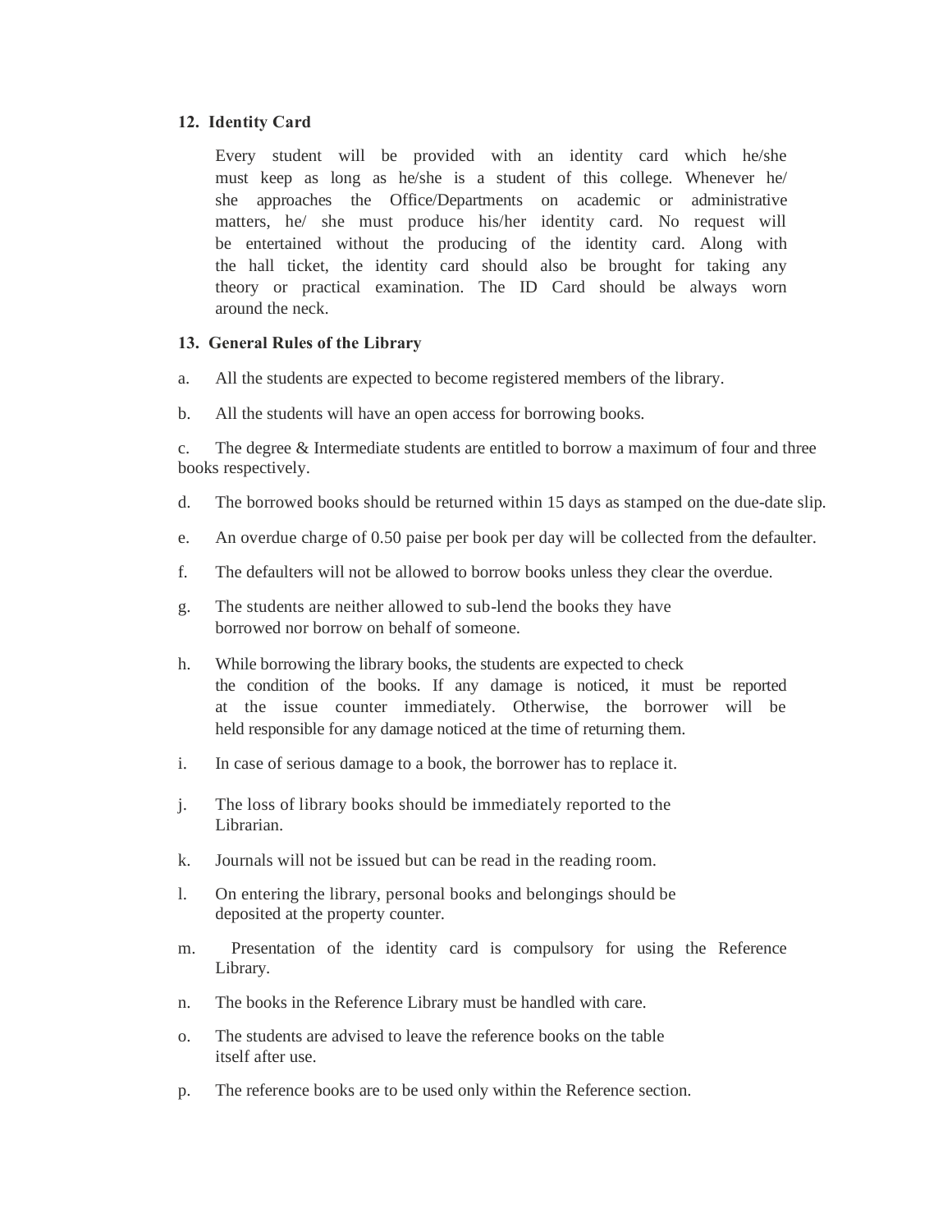## 12. Identity Card

Every student will be provided with an identity card which he/she must keep as long as he/she is a student of this college. Whenever he/ she approaches the Office/Departments on academic or administrative matters, he/ she must produce his/her identity card. No request will be entertained without the producing of the identity card. Along with the hall ticket, the identity card should also be brought for taking any theory or practical examination. The ID Card should be always worn around the neck.

## 13. General Rules of the Library

a. All the students are expected to become registered members of the library.

b. All the students will have an open access for borrowing books.

c. The degree & Intermediate students are entitled to borrow a maximum of four and three books respectively.

d. The borrowed books should be returned within 15 days as stamped on the due-date slip.

e. An overdue charge of 0.50 paise per book per day will be collected from the defaulter.

f. The defaulters will not be allowed to borrow books unless they clear the overdue.

g. The students are neither allowed to sub-lend the books they have borrowed nor borrow on behalf of someone.

h. While borrowing the library books, the students are expected to check the condition of the books. If any damage is noticed, it must be reported at the issue counter immediately. Otherwise, the borrower will be held responsible for any damage noticed at the time of returning them.

i. In case of serious damage to a book, the borrower has to replace it.

j. The loss of library books should be immediately reported to the Librarian.

k. Journals will not be issued but can be read in the reading room.

l. On entering the library, personal books and belongings should be deposited at the property counter.

m. Presentation of the identity card is compulsory for using the Reference Library.

n. The books in the Reference Library must be handled with care.

o. The students are advised to leave the reference books on the table itself after use.

p. The reference books are to be used only within the Reference section.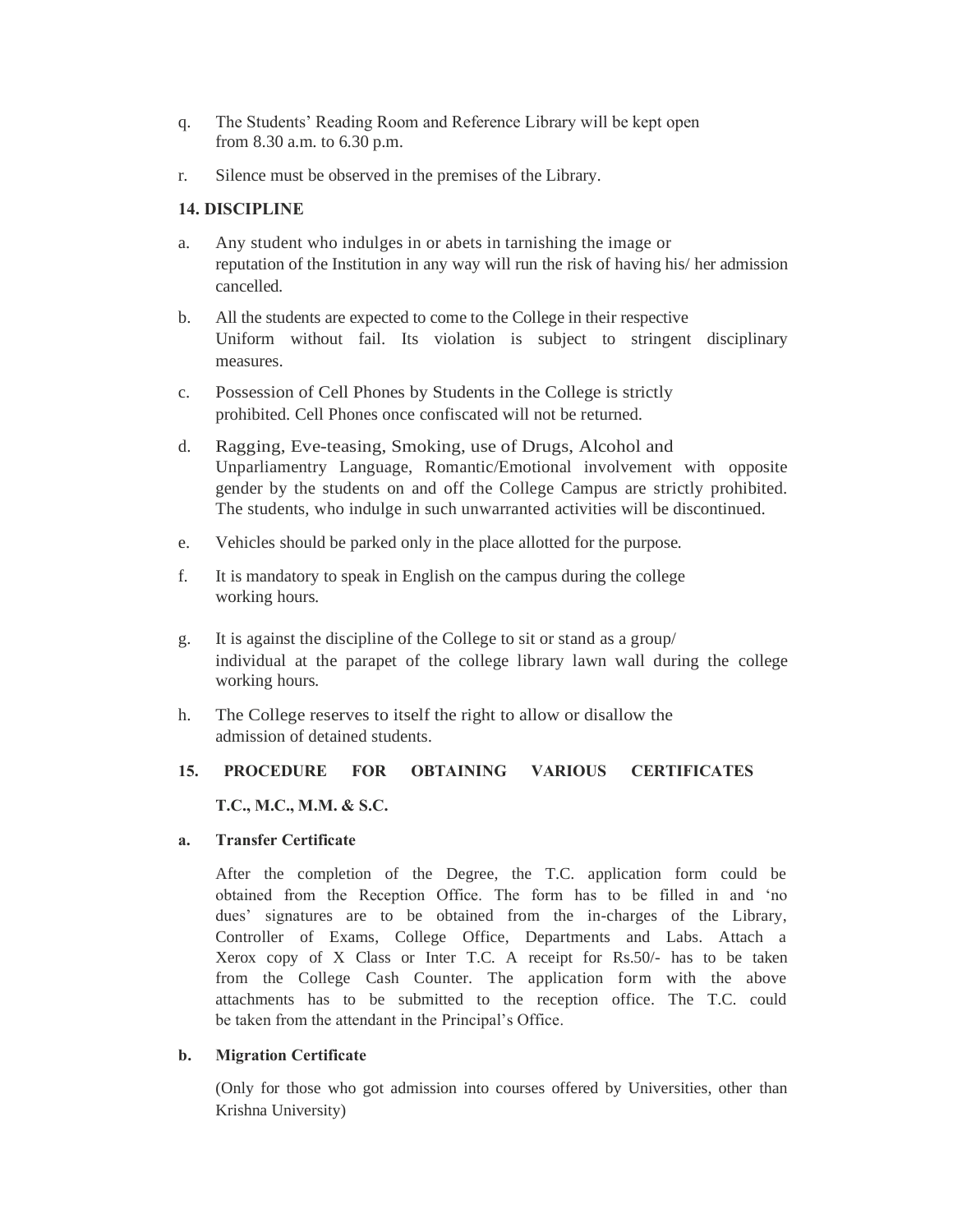q. The Students' Reading Room and Reference Library will be kept open from 8.30 a.m. to 6.30 p.m.

r. Silence must be observed in the premises of the Library.

## 14. DISCIPLINE

a. Any student who indulges in or abets in tarnishing the image or reputation of the Institution in any way will run the risk of having his/ her admission cancelled.

b. All the students are expected to come to the College in their respective Uniform without fail. Its violation is subject to stringent disciplinary measures.

c. Possession of Cell Phones by Students in the College is strictly prohibited. Cell Phones once confiscated will not be returned.

d. Ragging, Eve-teasing, Smoking, use of Drugs, Alcohol and Unparliamentry Language, Romantic/Emotional involvement with opposite gender by the students on and off the College Campus are strictly prohibited. The students, who indulge in such unwarranted activities will be discontinued.

e. Vehicles should be parked only in the place allotted for the purpose.

f. It is mandatory to speak in English on the campus during the college working hours.

g. It is against the discipline of the College to sit or stand as a group/ individual at the parapet of the college library lawn wall during the college working hours.

h. The College reserves to itself the right to allow or disallow the admission of detained students.

## 15. PROCEDURE FOR OBTAINING VARIOUS CERTIFICATES T.C., M.C., M.M. & S.C.

**a. Transfer Certificate**

After the completion of the Degree, the T.C. application form could be obtained from the Reception Office. The form has to be filled in and 'no dues' signatures are to be obtained from the in-charges of the Library, Controller of Exams, College Office, Departments and Labs. Attach a Xerox copy of X Class or Inter T.C. A receipt for Rs.50/- has to be taken from the College Cash Counter. The application form with the above attachments has to be submitted to the reception office. The T.C. could be taken from the attendant in the Principal's Office.

**b. Migration Certificate**

(Only for those who got admission into courses offered by Universities, other than Krishna University)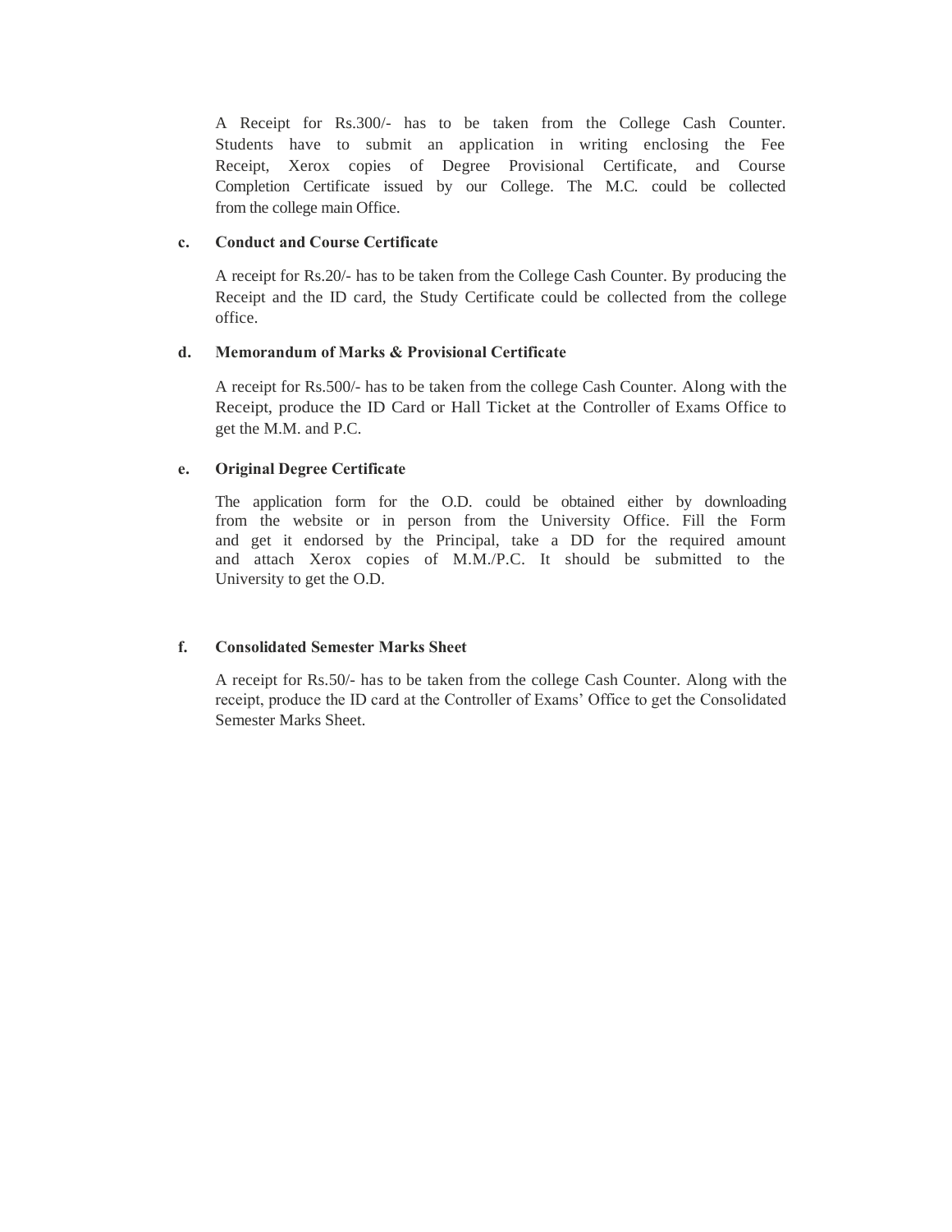A Receipt for Rs.300/- has to be taken from the College Cash Counter. Students have to submit an application in writing enclosing the Fee Receipt, Xerox copies of Degree Provisional Certificate, and Course Completion Certificate issued by our College. The M.C. could be collected from the college main Office.

**c. Conduct and Course Certificate**

A receipt for Rs.20/- has to be taken from the College Cash Counter. By producing the Receipt and the ID card, the Study Certificate could be collected from the college office.

**d. Memorandum of Marks & Provisional Certificate**

A receipt for Rs.500/- has to be taken from the college Cash Counter. Along with the Receipt, produce the ID Card or Hall Ticket at the Controller of Exams Office to get the M.M. and P.C.

**e. Original Degree Certificate**

The application form for the O.D. could be obtained either by downloading from the website or in person from the University Office. Fill the Form and get it endorsed by the Principal, take a DD for the required amount and attach Xerox copies of M.M./P.C. It should be submitted to the University to get the O.D.

**f. Consolidated Semester Marks Sheet**

A receipt for Rs.50/- has to be taken from the college Cash Counter. Along with the receipt, produce the ID card at the Controller of Exams' Office to get the Consolidated Semester Marks Sheet.